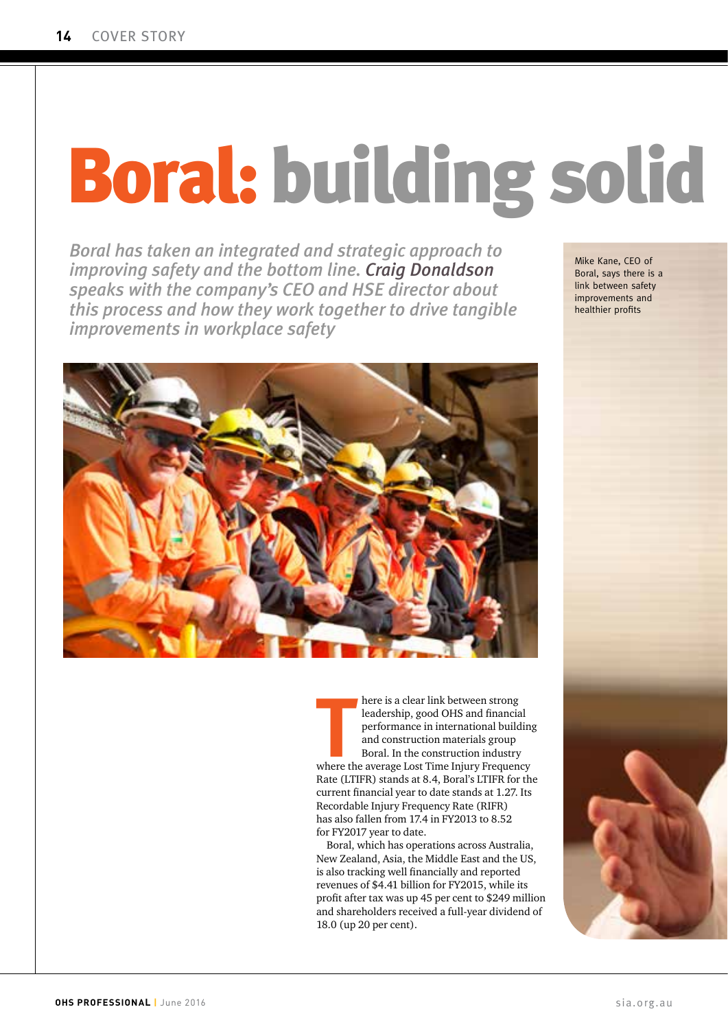# Boral: building solid

*Boral has taken an integrated and strategic approach to improving safety and the bottom line. **Craig Donaldson** speaks with the company's CEO and HSE director about this process and how they work together to drive tangible improvements in workplace safety*

Mike Kane, CEO of Boral, says there is a link between safety improvements and healthier profits

There is a clear link between strong leadership, good OHS and financial performance in international building and construction materials group Boral. In the construction industry where the average Lost Time Injury Frequency Rate (LTIFR) stands at 8.4, Boral's LTIFR for the current financial year to date stands at 1.27. Its Recordable Injury Frequency Rate (RIFR) has also fallen from 17.4 in FY2013 to 8.52 for FY2017 year to date.

Boral, which has operations across Australia, New Zealand, Asia, the Middle East and the US, is also tracking well financially and reported revenues of $4.41 billion for FY2015, while its profit after tax was up 45 per cent to $249 million and shareholders received a full-year dividend of 18.0 (up 20 per cent).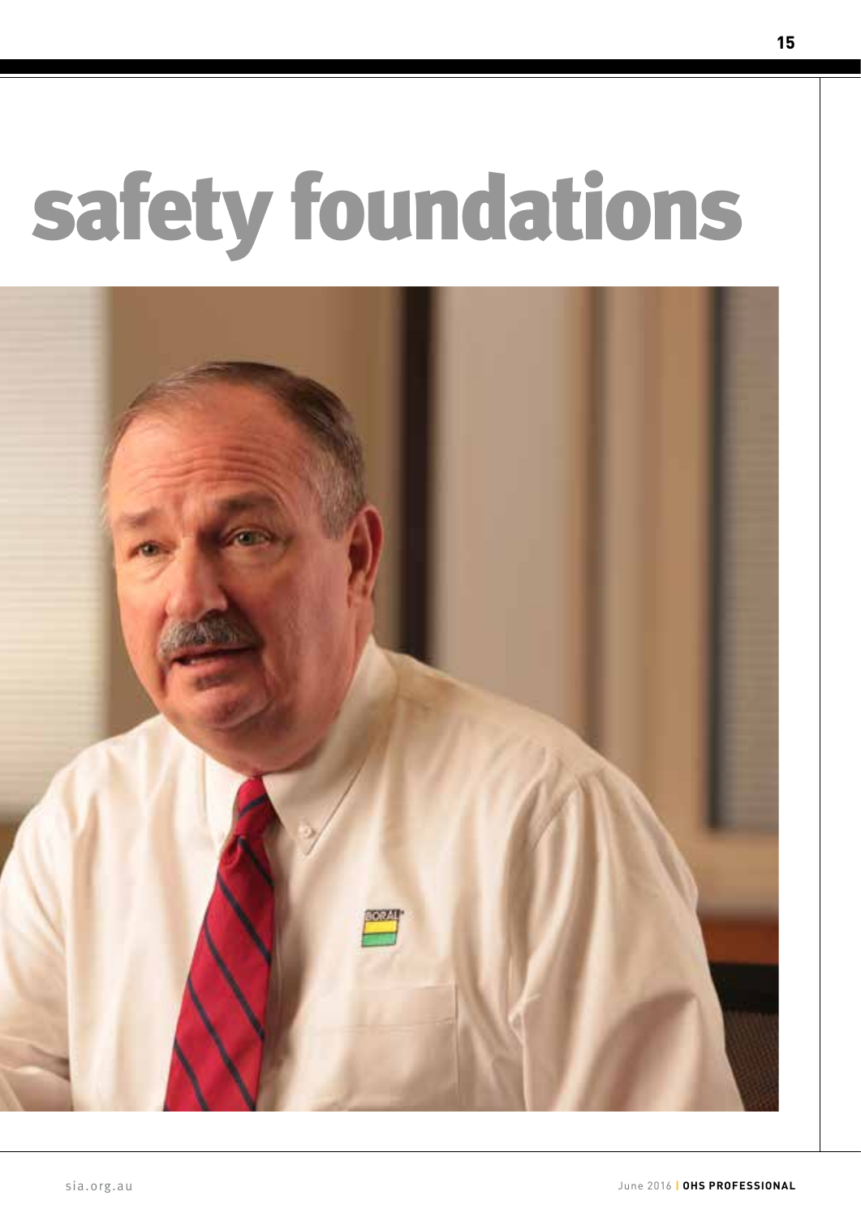# safety foundations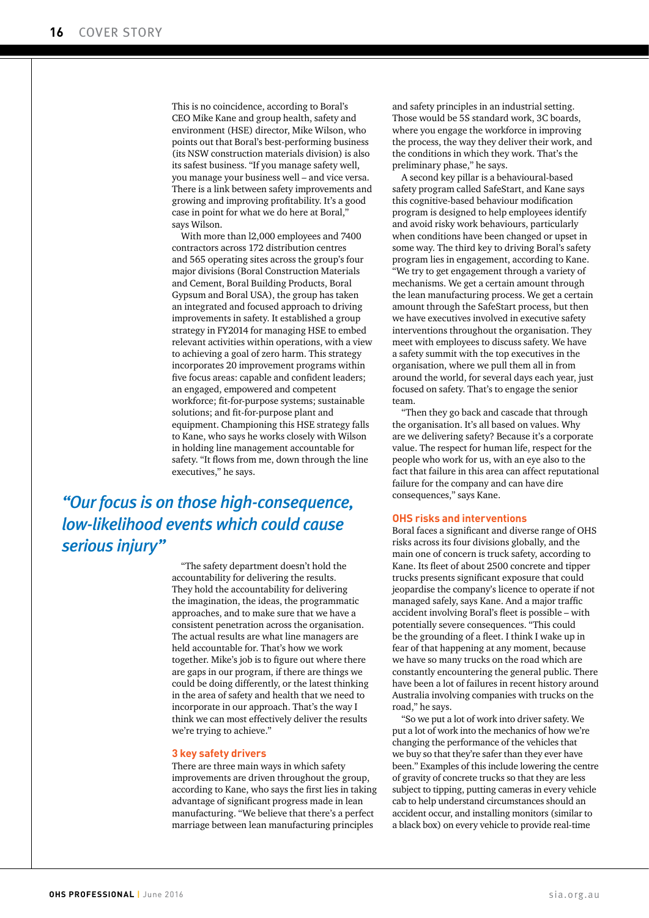This is no coincidence, according to Boral's CEO Mike Kane and group health, safety and environment (HSE) director, Mike Wilson, who points out that Boral's best-performing business (its NSW construction materials division) is also its safest business. "If you manage safety well, you manage your business well – and vice versa. There is a link between safety improvements and growing and improving profitability. It's a good case in point for what we do here at Boral," says Wilson.

With more than 12,000 employees and 7400 contractors across 172 distribution centres and 565 operating sites across the group's four major divisions (Boral Construction Materials and Cement, Boral Building Products, Boral Gypsum and Boral USA), the group has taken an integrated and focused approach to driving improvements in safety. It established a group strategy in FY2014 for managing HSE to embed relevant activities within operations, with a view to achieving a goal of zero harm. This strategy incorporates 20 improvement programs within five focus areas: capable and confident leaders; an engaged, empowered and competent workforce; fit-for-purpose systems; sustainable solutions; and fit-for-purpose plant and equipment. Championing this HSE strategy falls to Kane, who says he works closely with Wilson in holding line management accountable for safety. "It flows from me, down through the line executives," he says.

> *"Our focus is on those high-consequence, low-likelihood events which could cause serious injury"*

"The safety department doesn't hold the accountability for delivering the results. They hold the accountability for delivering the imagination, the ideas, the programmatic approaches, and to make sure that we have a consistent penetration across the organisation. The actual results are what line managers are held accountable for. That's how we work together. Mike's job is to figure out where there are gaps in our program, if there are things we could be doing differently, or the latest thinking in the area of safety and health that we need to incorporate in our approach. That's the way I think we can most effectively deliver the results we're trying to achieve."

## 3 key safety drivers

There are three main ways in which safety improvements are driven throughout the group, according to Kane, who says the first lies in taking advantage of significant progress made in lean manufacturing. "We believe that there's a perfect marriage between lean manufacturing principles and safety principles in an industrial setting. Those would be 5S standard work, 3C boards, where you engage the workforce in improving the process, the way they deliver their work, and the conditions in which they work. That's the preliminary phase," he says.

A second key pillar is a behavioural-based safety program called SafeStart, and Kane says this cognitive-based behaviour modification program is designed to help employees identify and avoid risky work behaviours, particularly when conditions have been changed or upset in some way. The third key to driving Boral's safety program lies in engagement, according to Kane. "We try to get engagement through a variety of mechanisms. We get a certain amount through the lean manufacturing process. We get a certain amount through the SafeStart process, but then we have executives involved in executive safety interventions throughout the organisation. They meet with employees to discuss safety. We have a safety summit with the top executives in the organisation, where we pull them all in from around the world, for several days each year, just focused on safety. That's to engage the senior team.

"Then they go back and cascade that through the organisation. It's all based on values. Why are we delivering safety? Because it's a corporate value. The respect for human life, respect for the people who work for us, with an eye also to the fact that failure in this area can affect reputational failure for the company and can have dire consequences," says Kane.

## OHS risks and interventions

Boral faces a significant and diverse range of OHS risks across its four divisions globally, and the main one of concern is truck safety, according to Kane. Its fleet of about 2500 concrete and tipper trucks presents significant exposure that could jeopardise the company's licence to operate if not managed safely, says Kane. And a major traffic accident involving Boral's fleet is possible – with potentially severe consequences. "This could be the grounding of a fleet. I think I wake up in fear of that happening at any moment, because we have so many trucks on the road which are constantly encountering the general public. There have been a lot of failures in recent history around Australia involving companies with trucks on the road," he says.

"So we put a lot of work into driver safety. We put a lot of work into the mechanics of how we're changing the performance of the vehicles that we buy so that they're safer than they ever have been." Examples of this include lowering the centre of gravity of concrete trucks so that they are less subject to tipping, putting cameras in every vehicle cab to help understand circumstances should an accident occur, and installing monitors (similar to a black box) on every vehicle to provide real-time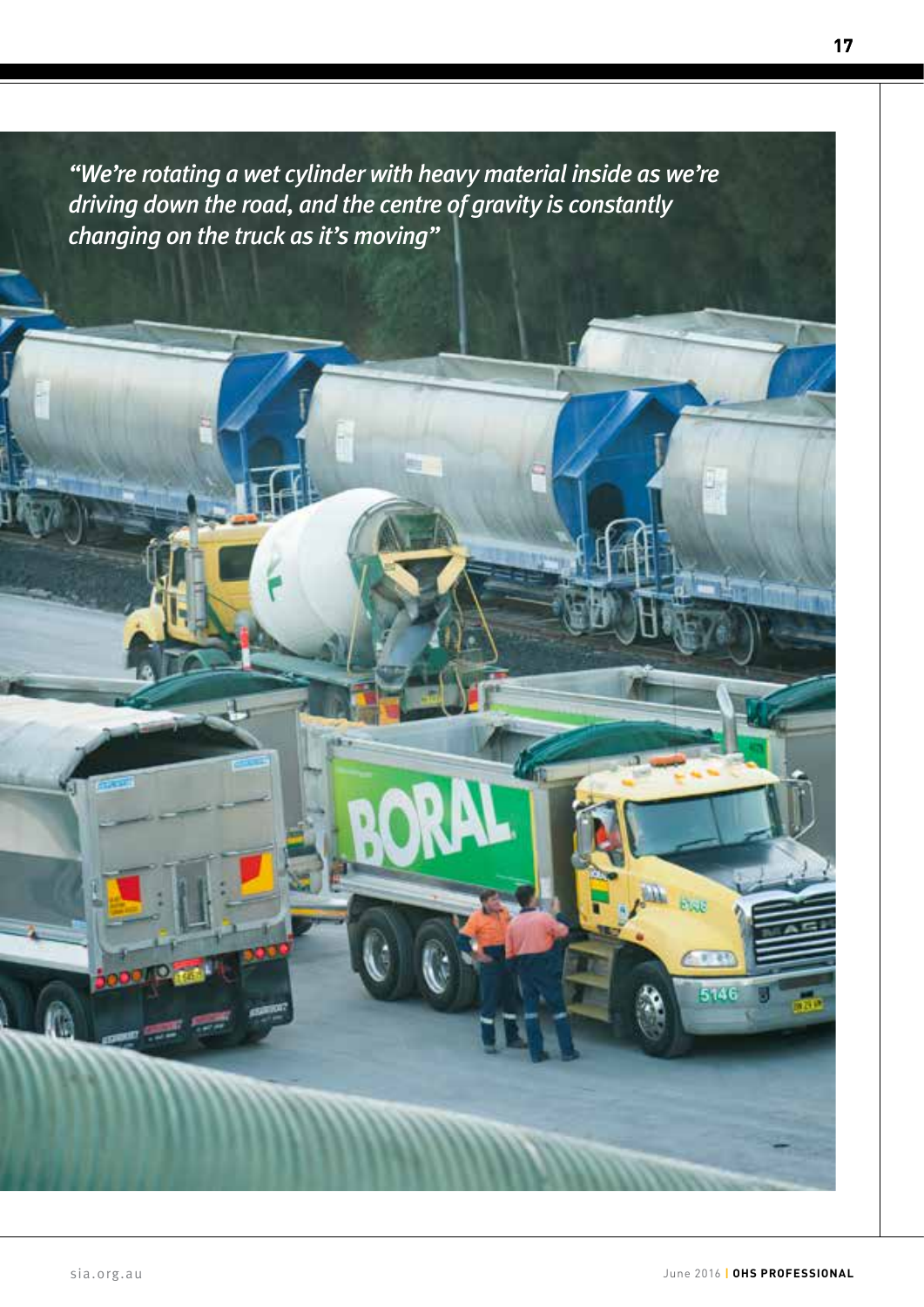*"We're rotating a wet cylinder with heavy material inside as we're driving down the road, and the centre of gravity is constantly changing on the truck as it's moving"*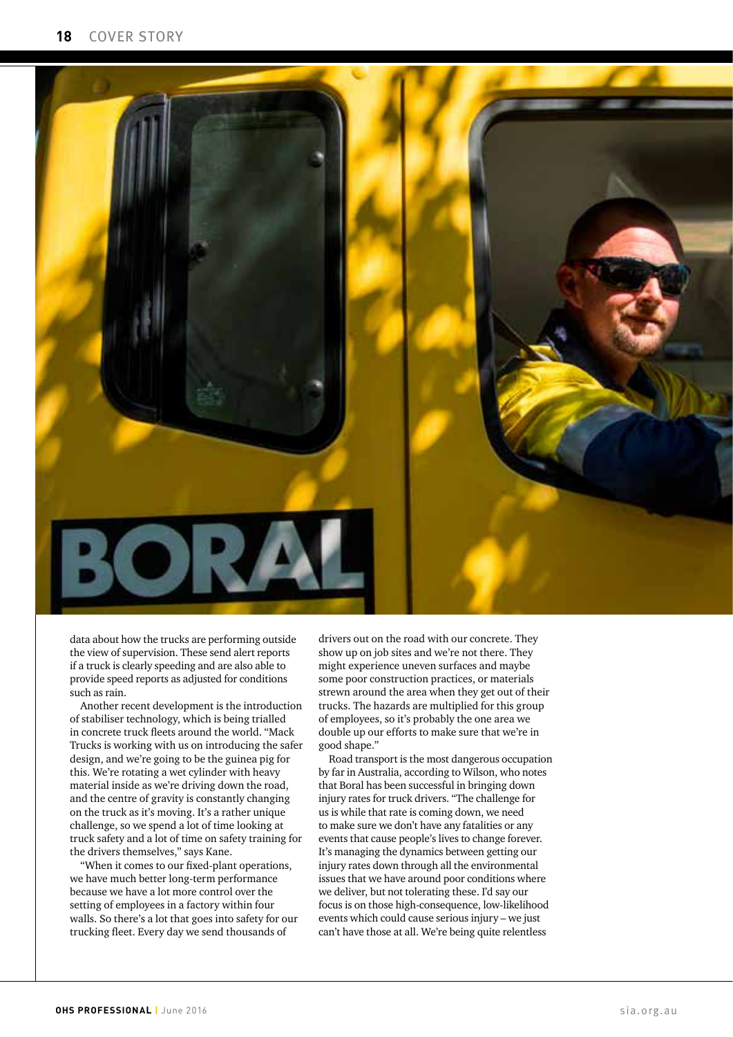data about how the trucks are performing outside the view of supervision. These send alert reports if a truck is clearly speeding and are also able to provide speed reports as adjusted for conditions such as rain.

Another recent development is the introduction of stabiliser technology, which is being trialled in concrete truck fleets around the world. "Mack Trucks is working with us on introducing the safer design, and we're going to be the guinea pig for this. We're rotating a wet cylinder with heavy material inside as we're driving down the road, and the centre of gravity is constantly changing on the truck as it's moving. It's a rather unique challenge, so we spend a lot of time looking at truck safety and a lot of time on safety training for the drivers themselves," says Kane.

"When it comes to our fixed-plant operations, we have much better long-term performance because we have a lot more control over the setting of employees in a factory within four walls. So there's a lot that goes into safety for our trucking fleet. Every day we send thousands of drivers out on the road with our concrete. They show up on job sites and we're not there. They might experience uneven surfaces and maybe some poor construction practices, or materials strewn around the area when they get out of their trucks. The hazards are multiplied for this group of employees, so it's probably the one area we double up our efforts to make sure that we're in good shape."

Road transport is the most dangerous occupation by far in Australia, according to Wilson, who notes that Boral has been successful in bringing down injury rates for truck drivers. "The challenge for us is while that rate is coming down, we need to make sure we don't have any fatalities or any events that cause people's lives to change forever. It's managing the dynamics between getting our injury rates down through all the environmental issues that we have around poor conditions where we deliver, but not tolerating these. I'd say our focus is on those high-consequence, low-likelihood events which could cause serious injury – we just can't have those at all. We're being quite relentless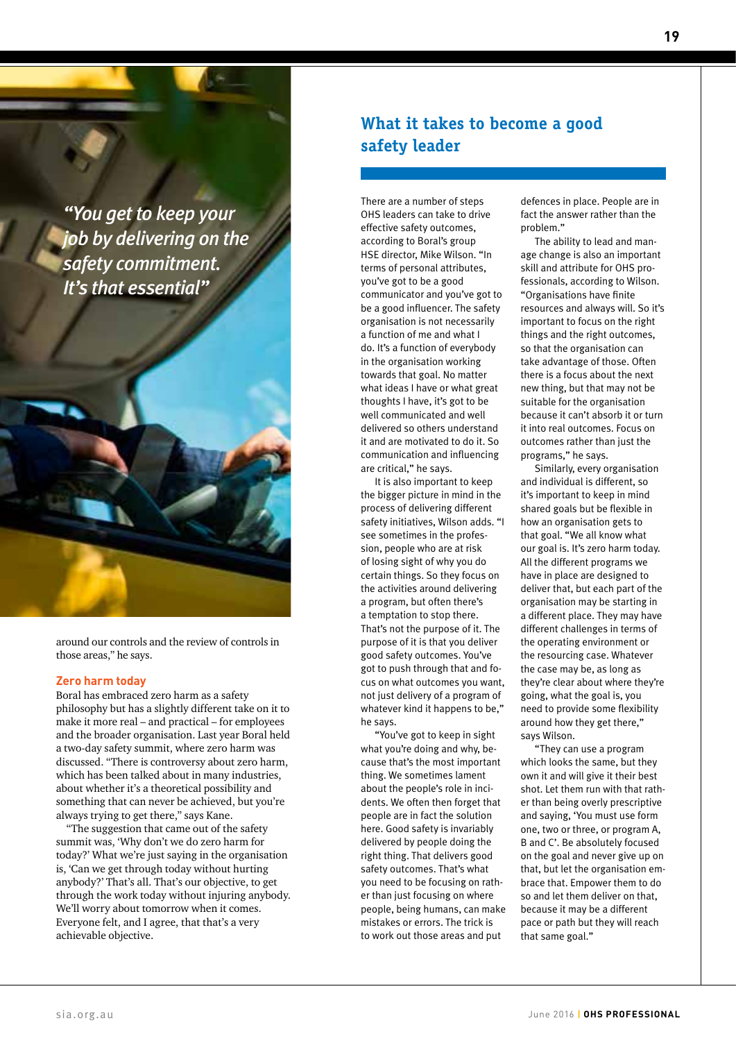*"You get to keep your job by delivering on the safety commitment. It's that essential"*

around our controls and the review of controls in those areas," he says.

### Zero harm today

Boral has embraced zero harm as a safety philosophy but has a slightly different take on it to make it more real – and practical – for employees and the broader organisation. Last year Boral held a two-day safety summit, where zero harm was discussed. "There is controversy about zero harm, which has been talked about in many industries, about whether it's a theoretical possibility and something that can never be achieved, but you're always trying to get there," says Kane.

"The suggestion that came out of the safety summit was, 'Why don't we do zero harm for today?' What we're just saying in the organisation is, 'Can we get through today without hurting anybody?' That's all. That's our objective, to get through the work today without injuring anybody. We'll worry about tomorrow when it comes. Everyone felt, and I agree, that that's a very achievable objective.

## What it takes to become a good safety leader

There are a number of steps OHS leaders can take to drive effective safety outcomes, according to Boral's group HSE director, Mike Wilson. "In terms of personal attributes, you've got to be a good communicator and you've got to be a good influencer. The safety organisation is not necessarily a function of me and what I do. It's a function of everybody in the organisation working towards that goal. No matter what ideas I have or what great thoughts I have, it's got to be well communicated and well delivered so others understand it and are motivated to do it. So communication and influencing are critical," he says.

It is also important to keep the bigger picture in mind in the process of delivering different safety initiatives, Wilson adds. "I see sometimes in the profession, people who are at risk of losing sight of why you do certain things. So they focus on the activities around delivering a program, but often there's a temptation to stop there. That's not the purpose of it. The purpose of it is that you deliver good safety outcomes. You've got to push through that and focus on what outcomes you want, not just delivery of a program of whatever kind it happens to be," he says.

"You've got to keep in sight what you're doing and why, because that's the most important thing. We sometimes lament about the people's role in incidents. We often then forget that people are in fact the solution here. Good safety is invariably delivered by people doing the right thing. That delivers good safety outcomes. That's what you need to be focusing on rather than just focusing on where people, being humans, can make mistakes or errors. The trick is to work out those areas and put defences in place. People are in fact the answer rather than the problem."

The ability to lead and manage change is also an important skill and attribute for OHS professionals, according to Wilson. "Organisations have finite resources and always will. So it's important to focus on the right things and the right outcomes, so that the organisation can take advantage of those. Often there is a focus about the next new thing, but that may not be suitable for the organisation because it can't absorb it or turn it into real outcomes. Focus on outcomes rather than just the programs," he says.

Similarly, every organisation and individual is different, so it's important to keep in mind shared goals but be flexible in how an organisation gets to that goal. "We all know what our goal is. It's zero harm today. All the different programs we have in place are designed to deliver that, but each part of the organisation may be starting in a different place. They may have different challenges in terms of the operating environment or the resourcing case. Whatever the case may be, as long as they're clear about where they're going, what the goal is, you need to provide some flexibility around how they get there," says Wilson.

"They can use a program which looks the same, but they own it and will give it their best shot. Let them run with that rather than being overly prescriptive and saying, 'You must use form one, two or three, or program A, B and C'. Be absolutely focused on the goal and never give up on that, but let the organisation embrace that. Empower them to do so and let them deliver on that, because it may be a different pace or path but they will reach that same goal."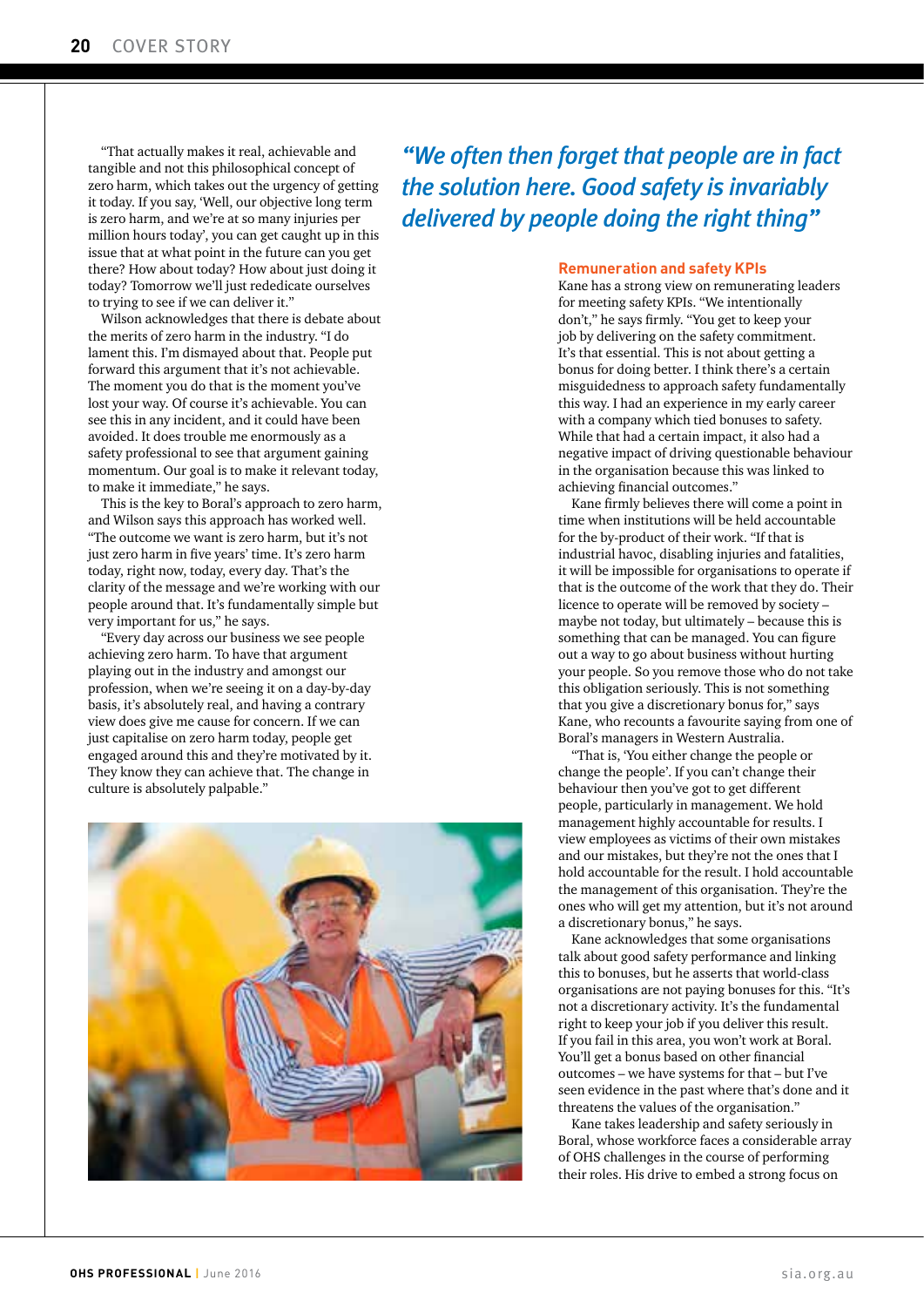"That actually makes it real, achievable and tangible and not this philosophical concept of zero harm, which takes out the urgency of getting it today. If you say, 'Well, our objective long term is zero harm, and we're at so many injuries per million hours today', you can get caught up in this issue that at what point in the future can you get there? How about today? How about just doing it today? Tomorrow we'll just rededicate ourselves to trying to see if we can deliver it."

Wilson acknowledges that there is debate about the merits of zero harm in the industry. "I do lament this. I'm dismayed about that. People put forward this argument that it's not achievable. The moment you do that is the moment you've lost your way. Of course it's achievable. You can see this in any incident, and it could have been avoided. It does trouble me enormously as a safety professional to see that argument gaining momentum. Our goal is to make it relevant today, to make it immediate," he says.

This is the key to Boral's approach to zero harm, and Wilson says this approach has worked well. "The outcome we want is zero harm, but it's not just zero harm in five years' time. It's zero harm today, right now, today, every day. That's the clarity of the message and we're working with our people around that. It's fundamentally simple but very important for us," he says.

"Every day across our business we see people achieving zero harm. To have that argument playing out in the industry and amongst our profession, when we're seeing it on a day-by-day basis, it's absolutely real, and having a contrary view does give me cause for concern. If we can just capitalise on zero harm today, people get engaged around this and they're motivated by it. They know they can achieve that. The change in culture is absolutely palpable."

> *"We often then forget that people are in fact the solution here. Good safety is invariably delivered by people doing the right thing"*

## Remuneration and safety KPIs

Kane has a strong view on remunerating leaders for meeting safety KPIs. "We intentionally don't," he says firmly. "You get to keep your job by delivering on the safety commitment. It's that essential. This is not about getting a bonus for doing better. I think there's a certain misguidedness to approach safety fundamentally this way. I had an experience in my early career with a company which tied bonuses to safety. While that had a certain impact, it also had a negative impact of driving questionable behaviour in the organisation because this was linked to achieving financial outcomes."

Kane firmly believes there will come a point in time when institutions will be held accountable for the by-product of their work. "If that is industrial havoc, disabling injuries and fatalities, it will be impossible for organisations to operate if that is the outcome of the work that they do. Their licence to operate will be removed by society – maybe not today, but ultimately – because this is something that can be managed. You can figure out a way to go about business without hurting your people. So you remove those who do not take this obligation seriously. This is not something that you give a discretionary bonus for," says Kane, who recounts a favourite saying from one of Boral's managers in Western Australia.

"That is, 'You either change the people or change the people'. If you can't change their behaviour then you've got to get different people, particularly in management. We hold management highly accountable for results. I view employees as victims of their own mistakes and our mistakes, but they're not the ones that I hold accountable for the result. I hold accountable the management of this organisation. They're the ones who will get my attention, but it's not around a discretionary bonus," he says.

Kane acknowledges that some organisations talk about good safety performance and linking this to bonuses, but he asserts that world-class organisations are not paying bonuses for this. "It's not a discretionary activity. It's the fundamental right to keep your job if you deliver this result. If you fail in this area, you won't work at Boral. You'll get a bonus based on other financial outcomes – we have systems for that – but I've seen evidence in the past where that's done and it threatens the values of the organisation."

Kane takes leadership and safety seriously in Boral, whose workforce faces a considerable array of OHS challenges in the course of performing their roles. His drive to embed a strong focus on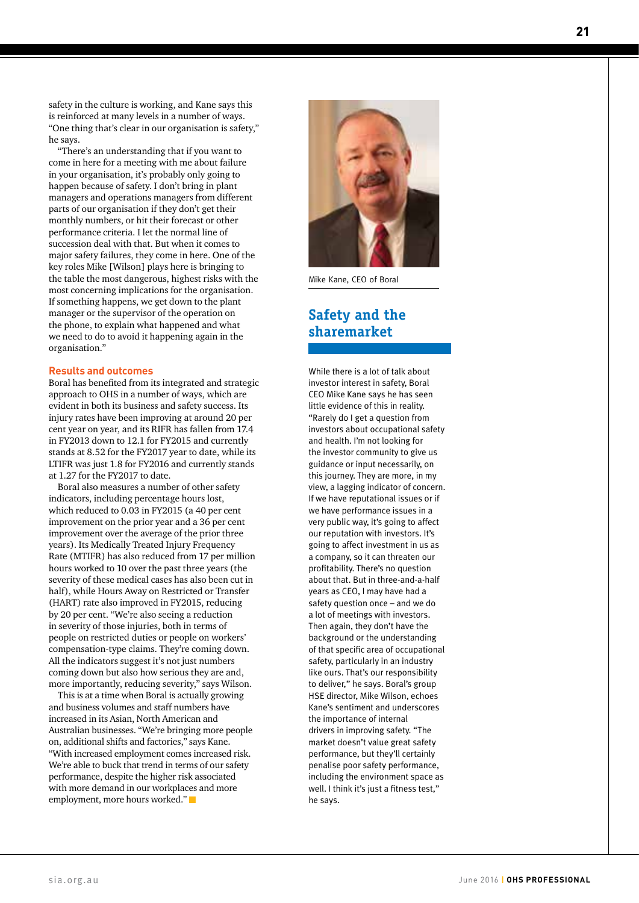safety in the culture is working, and Kane says this is reinforced at many levels in a number of ways. "One thing that's clear in our organisation is safety," he says.

"There's an understanding that if you want to come in here for a meeting with me about failure in your organisation, it's probably only going to happen because of safety. I don't bring in plant managers and operations managers from different parts of our organisation if they don't get their monthly numbers, or hit their forecast or other performance criteria. I let the normal line of succession deal with that. But when it comes to major safety failures, they come in here. One of the key roles Mike [Wilson] plays here is bringing to the table the most dangerous, highest risks with the most concerning implications for the organisation. If something happens, we get down to the plant manager or the supervisor of the operation on the phone, to explain what happened and what we need to do to avoid it happening again in the organisation."

### Results and outcomes

Boral has benefited from its integrated and strategic approach to OHS in a number of ways, which are evident in both its business and safety success. Its injury rates have been improving at around 20 per cent year on year, and its RIFR has fallen from 17.4 in FY2013 down to 12.1 for FY2015 and currently stands at 8.52 for the FY2017 year to date, while its LTIFR was just 1.8 for FY2016 and currently stands at 1.27 for the FY2017 to date.

Boral also measures a number of other safety indicators, including percentage hours lost, which reduced to 0.03 in FY2015 (a 40 per cent improvement on the prior year and a 36 per cent improvement over the average of the prior three years). Its Medically Treated Injury Frequency Rate (MTIFR) has also reduced from 17 per million hours worked to 10 over the past three years (the severity of these medical cases has also been cut in half), while Hours Away on Restricted or Transfer (HART) rate also improved in FY2015, reducing by 20 per cent. "We're also seeing a reduction in severity of those injuries, both in terms of people on restricted duties or people on workers' compensation-type claims. They're coming down. All the indicators suggest it's not just numbers coming down but also how serious they are and, more importantly, reducing severity," says Wilson.

This is at a time when Boral is actually growing and business volumes and staff numbers have increased in its Asian, North American and Australian businesses. "We're bringing more people on, additional shifts and factories," says Kane. "With increased employment comes increased risk. We're able to buck that trend in terms of our safety performance, despite the higher risk associated with more demand in our workplaces and more employment, more hours worked."

Mike Kane, CEO of Boral

## Safety and the sharemarket

While there is a lot of talk about investor interest in safety, Boral CEO Mike Kane says he has seen little evidence of this in reality. "Rarely do I get a question from investors about occupational safety and health. I'm not looking for the investor community to give us guidance or input necessarily, on this journey. They are more, in my view, a lagging indicator of concern. If we have reputational issues or if we have performance issues in a very public way, it's going to affect our reputation with investors. It's going to affect investment in us as a company, so it can threaten our profitability. There's no question about that. But in three-and-a-half years as CEO, I may have had a safety question once – and we do a lot of meetings with investors. Then again, they don't have the background or the understanding of that specific area of occupational safety, particularly in an industry like ours. That's our responsibility to deliver," he says. Boral's group HSE director, Mike Wilson, echoes Kane's sentiment and underscores the importance of internal drivers in improving safety. "The market doesn't value great safety performance, but they'll certainly penalise poor safety performance, including the environment space as well. I think it's just a fitness test," he says.